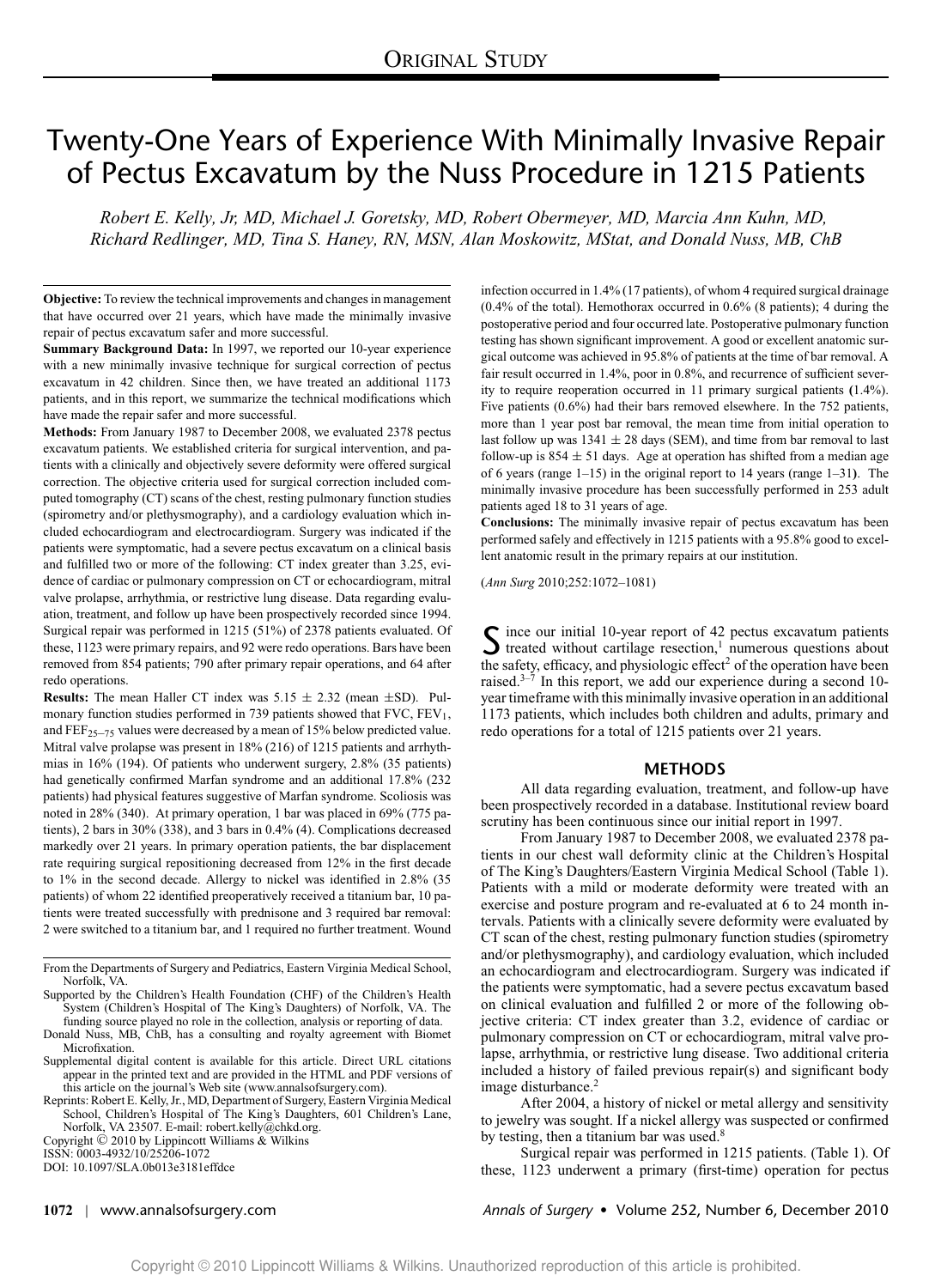ORIGINAL STUDY

# Twenty-One Years of Experience With Minimally Invasive Repair of Pectus Excavatum by the Nuss Procedure in 1215 Patients

*Robert E. Kelly, Jr, MD, Michael J. Goretsky, MD, Robert Obermeyer, MD, Marcia Ann Kuhn, MD, Richard Redlinger, MD, Tina S. Haney, RN, MSN, Alan Moskowitz, MStat, and Donald Nuss, MB, ChB*

**Objective:** To review the technical improvements and changes in management that have occurred over 21 years, which have made the minimally invasive repair of pectus excavatum safer and more successful.

**Summary Background Data:** In 1997, we reported our 10-year experience with a new minimally invasive technique for surgical correction of pectus excavatum in 42 children. Since then, we have treated an additional 1173 patients, and in this report, we summarize the technical modifications which have made the repair safer and more successful.

**Methods:** From January 1987 to December 2008, we evaluated 2378 pectus excavatum patients. We established criteria for surgical intervention, and patients with a clinically and objectively severe deformity were offered surgical correction. The objective criteria used for surgical correction included computed tomography (CT) scans of the chest, resting pulmonary function studies (spirometry and/or plethysmography), and a cardiology evaluation which included echocardiogram and electrocardiogram. Surgery was indicated if the patients were symptomatic, had a severe pectus excavatum on a clinical basis and fulfilled two or more of the following: CT index greater than 3.25, evidence of cardiac or pulmonary compression on CT or echocardiogram, mitral valve prolapse, arrhythmia, or restrictive lung disease. Data regarding evaluation, treatment, and follow up have been prospectively recorded since 1994. Surgical repair was performed in 1215 (51%) of 2378 patients evaluated. Of these, 1123 were primary repairs, and 92 were redo operations. Bars have been removed from 854 patients; 790 after primary repair operations, and 64 after redo operations.

**Results:** The mean Haller CT index was $5.15 \pm 2.32$ (mean $\pm$SD). Pulmonary function studies performed in 739 patients showed that FVC, $FEV_1$, and $FEF_{25-75}$ values were decreased by a mean of 15% below predicted value. Mitral valve prolapse was present in 18% (216) of 1215 patients and arrhythmias in 16% (194). Of patients who underwent surgery, 2.8% (35 patients) had genetically confirmed Marfan syndrome and an additional 17.8% (232 patients) had physical features suggestive of Marfan syndrome. Scoliosis was noted in 28% (340). At primary operation, 1 bar was placed in 69% (775 patients), 2 bars in 30% (338), and 3 bars in 0.4% (4). Complications decreased markedly over 21 years. In primary operation patients, the bar displacement rate requiring surgical repositioning decreased from 12% in the first decade to 1% in the second decade. Allergy to nickel was identified in 2.8% (35 patients) of whom 22 identified preoperatively received a titanium bar, 10 patients were treated successfully with prednisone and 3 required bar removal: 2 were switched to a titanium bar, and 1 required no further treatment. Wound infection occurred in 1.4% (17 patients), of whom 4 required surgical drainage (0.4% of the total). Hemothorax occurred in 0.6% (8 patients); 4 during the postoperative period and four occurred late. Postoperative pulmonary function testing has shown significant improvement. A good or excellent anatomic surgical outcome was achieved in 95.8% of patients at the time of bar removal. A fair result occurred in 1.4%, poor in 0.8%, and recurrence of sufficient severity to require reoperation occurred in 11 primary surgical patients (1.4%). Five patients (0.6%) had their bars removed elsewhere. In the 752 patients, more than 1 year post bar removal, the mean time from initial operation to last follow up was $1341 \pm 28$ days (SEM), and time from bar removal to last follow-up is $854 \pm 51$ days. Age at operation has shifted from a median age of 6 years (range 1–15) in the original report to 14 years (range 1–31). The minimally invasive procedure has been successfully performed in 253 adult patients aged 18 to 31 years of age.

**Conclusions:** The minimally invasive repair of pectus excavatum has been performed safely and effectively in 1215 patients with a 95.8% good to excellent anatomic result in the primary repairs at our institution.

(*Ann Surg* 2010;252:1072–1081)

From the Departments of Surgery and Pediatrics, Eastern Virginia Medical School, Norfolk, VA.

Supported by the Children's Health Foundation (CHF) of the Children's Health System (Children's Hospital of The King's Daughters) of Norfolk, VA. The funding source played no role in the collection, analysis or reporting of data.

Donald Nuss, MB, ChB, has a consulting and royalty agreement with Biomet Microfixation.

Supplemental digital content is available for this article. Direct URL citations appear in the printed text and are provided in the HTML and PDF versions of this article on the journal's Web site (www.annalsofsurgery.com).

Reprints: Robert E. Kelly, Jr., MD, Department of Surgery, Eastern Virginia Medical School, Children's Hospital of The King's Daughters, 601 Children's Lane, Norfolk, VA 23507. E-mail: robert.kelly@chkd.org.

Copyright © 2010 by Lippincott Williams & Wilkins

ISSN: 0003-4932/10/25206-1072

DOI: 10.1097/SLA.0b013e3181effdce

Since our initial 10-year report of 42 pectus excavatum patients treated without cartilage resection,[1] numerous questions about the safety, efficacy, and physiologic effect[2] of the operation have been raised.[3–7] In this report, we add our experience during a second 10-year timeframe with this minimally invasive operation in an additional 1173 patients, which includes both children and adults, primary and redo operations for a total of 1215 patients over 21 years.

## METHODS

All data regarding evaluation, treatment, and follow-up have been prospectively recorded in a database. Institutional review board scrutiny has been continuous since our initial report in 1997.

From January 1987 to December 2008, we evaluated 2378 patients in our chest wall deformity clinic at the Children's Hospital of The King's Daughters/Eastern Virginia Medical School (Table 1). Patients with a mild or moderate deformity were treated with an exercise and posture program and re-evaluated at 6 to 24 month intervals. Patients with a clinically severe deformity were evaluated by CT scan of the chest, resting pulmonary function studies (spirometry and/or plethysmography), and cardiology evaluation, which included an echocardiogram and electrocardiogram. Surgery was indicated if the patients were symptomatic, had a severe pectus excavatum based on clinical evaluation and fulfilled 2 or more of the following objective criteria: CT index greater than 3.2, evidence of cardiac or pulmonary compression on CT or echocardiogram, mitral valve prolapse, arrhythmia, or restrictive lung disease. Two additional criteria included a history of failed previous repair(s) and significant body image disturbance.[2]

After 2004, a history of nickel or metal allergy and sensitivity to jewelry was sought. If a nickel allergy was suspected or confirmed by testing, then a titanium bar was used.[8]

Surgical repair was performed in 1215 patients. (Table 1). Of these, 1123 underwent a primary (first-time) operation for pectus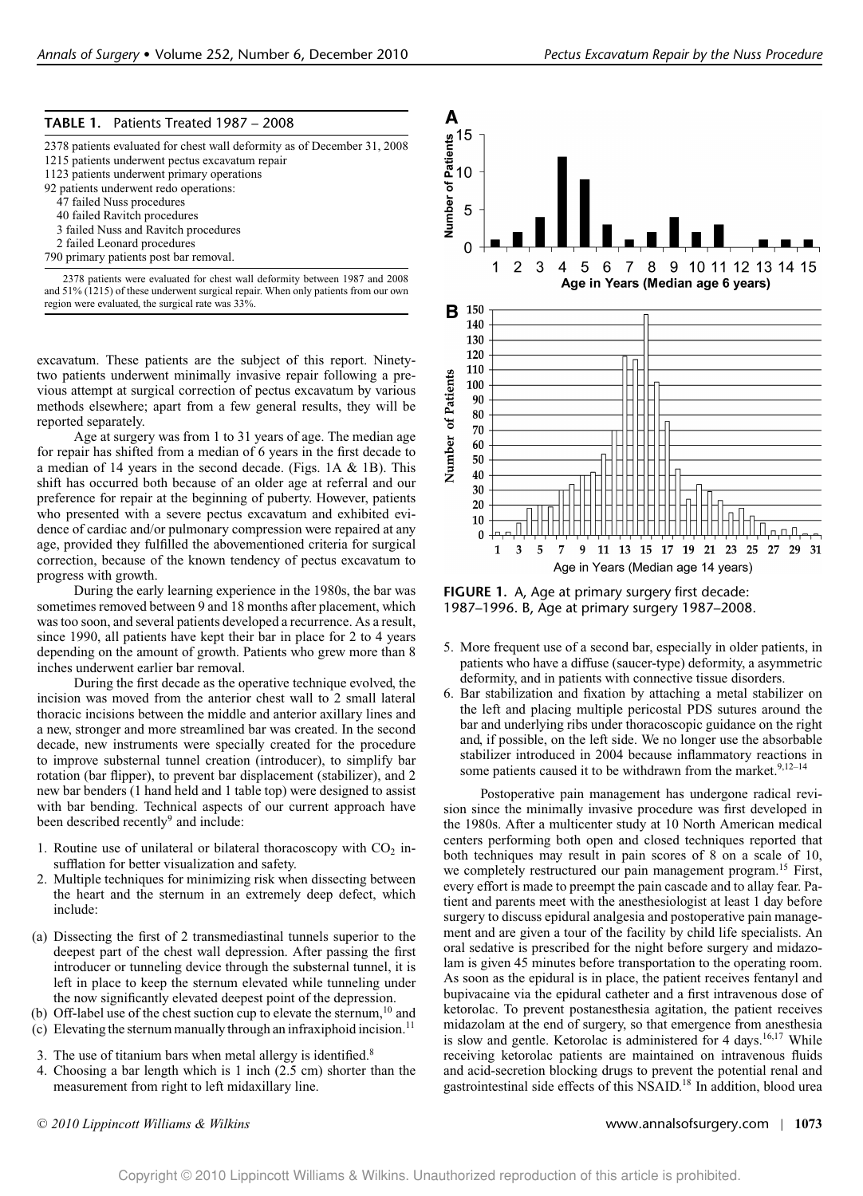**TABLE 1.** Patients Treated 1987 – 2008

| |
|---|
| 2378 patients evaluated for chest wall deformity as of December 31, 2008 |
| 1215 patients underwent pectus excavatum repair |
| 1123 patients underwent primary operations |
| 92 patients underwent redo operations: |
| 47 failed Nuss procedures |
| 40 failed Ravitch procedures |
| 3 failed Nuss and Ravitch procedures |
| 2 failed Leonard procedures |
| 790 primary patients post bar removal. |

2378 patients were evaluated for chest wall deformity between 1987 and 2008 and 51% (1215) of these underwent surgical repair. When only patients from our own region were evaluated, the surgical rate was 33%.

excavatum. These patients are the subject of this report. Ninety-two patients underwent minimally invasive repair following a previous attempt at surgical correction of pectus excavatum by various methods elsewhere; apart from a few general results, they will be reported separately.

Age at surgery was from 1 to 31 years of age. The median age for repair has shifted from a median of 6 years in the first decade to a median of 14 years in the second decade. (Figs. 1A & 1B). This shift has occurred both because of an older age at referral and our preference for repair at the beginning of puberty. However, patients who presented with a severe pectus excavatum and exhibited evidence of cardiac and/or pulmonary compression were repaired at any age, provided they fulfilled the abovementioned criteria for surgical correction, because of the known tendency of pectus excavatum to progress with growth.

During the early learning experience in the 1980s, the bar was sometimes removed between 9 and 18 months after placement, which was too soon, and several patients developed a recurrence. As a result, since 1990, all patients have kept their bar in place for 2 to 4 years depending on the amount of growth. Patients who grew more than 8 inches underwent earlier bar removal.

During the first decade as the operative technique evolved, the incision was moved from the anterior chest wall to 2 small lateral thoracic incisions between the middle and anterior axillary lines and a new, stronger and more streamlined bar was created. In the second decade, new instruments were specially created for the procedure to improve substernal tunnel creation (introducer), to simplify bar rotation (bar flipper), to prevent bar displacement (stabilizer), and 2 new bar benders (1 hand held and 1 table top) were designed to assist with bar bending. Technical aspects of our current approach have been described recently[9] and include:

1. Routine use of unilateral or bilateral thoracoscopy with $CO_2$ insufflation for better visualization and safety.
2. Multiple techniques for minimizing risk when dissecting between the heart and the sternum in an extremely deep defect, which include:

(a) Dissecting the first of 2 transmediastinal tunnels superior to the deepest part of the chest wall depression. After passing the first introducer or tunneling device through the substernal tunnel, it is left in place to keep the sternum elevated while tunneling under the now significantly elevated deepest point of the depression.
(b) Off-label use of the chest suction cup to elevate the sternum,[10] and
(c) Elevating the sternum manually through an infraxiphoid incision.[11]

3. The use of titanium bars when metal allergy is identified.[8]
4. Choosing a bar length which is 1 inch (2.5 cm) shorter than the measurement from right to left midaxillary line.
5. More frequent use of a second bar, especially in older patients, in patients who have a diffuse (saucer-type) deformity, a asymmetric deformity, and in patients with connective tissue disorders.
6. Bar stabilization and fixation by attaching a metal stabilizer on the left and placing multiple pericostal PDS sutures around the bar and underlying ribs under thoracoscopic guidance on the right and, if possible, on the left side. We no longer use the absorbable stabilizer introduced in 2004 because inflammatory reactions in some patients caused it to be withdrawn from the market.[9,12–14]

**FIGURE 1.** A, Age at primary surgery first decade: 1987–1996. B, Age at primary surgery 1987–2008.

Postoperative pain management has undergone radical revision since the minimally invasive procedure was first developed in the 1980s. After a multicenter study at 10 North American medical centers performing both open and closed techniques reported that both techniques may result in pain scores of 8 on a scale of 10, we completely restructured our pain management program.[15] First, every effort is made to preempt the pain cascade and to allay fear. Patient and parents meet with the anesthesiologist at least 1 day before surgery to discuss epidural analgesia and postoperative pain management and are given a tour of the facility by child life specialists. An oral sedative is prescribed for the night before surgery and midazolam is given 45 minutes before transportation to the operating room. As soon as the epidural is in place, the patient receives fentanyl and bupivacaine via the epidural catheter and a first intravenous dose of ketorolac. To prevent postanesthesia agitation, the patient receives midazolam at the end of surgery, so that emergence from anesthesia is slow and gentle. Ketorolac is administered for 4 days.[16,17] While receiving ketorolac patients are maintained on intravenous fluids and acid-secretion blocking drugs to prevent the potential renal and gastrointestinal side effects of this NSAID.[18] In addition, blood urea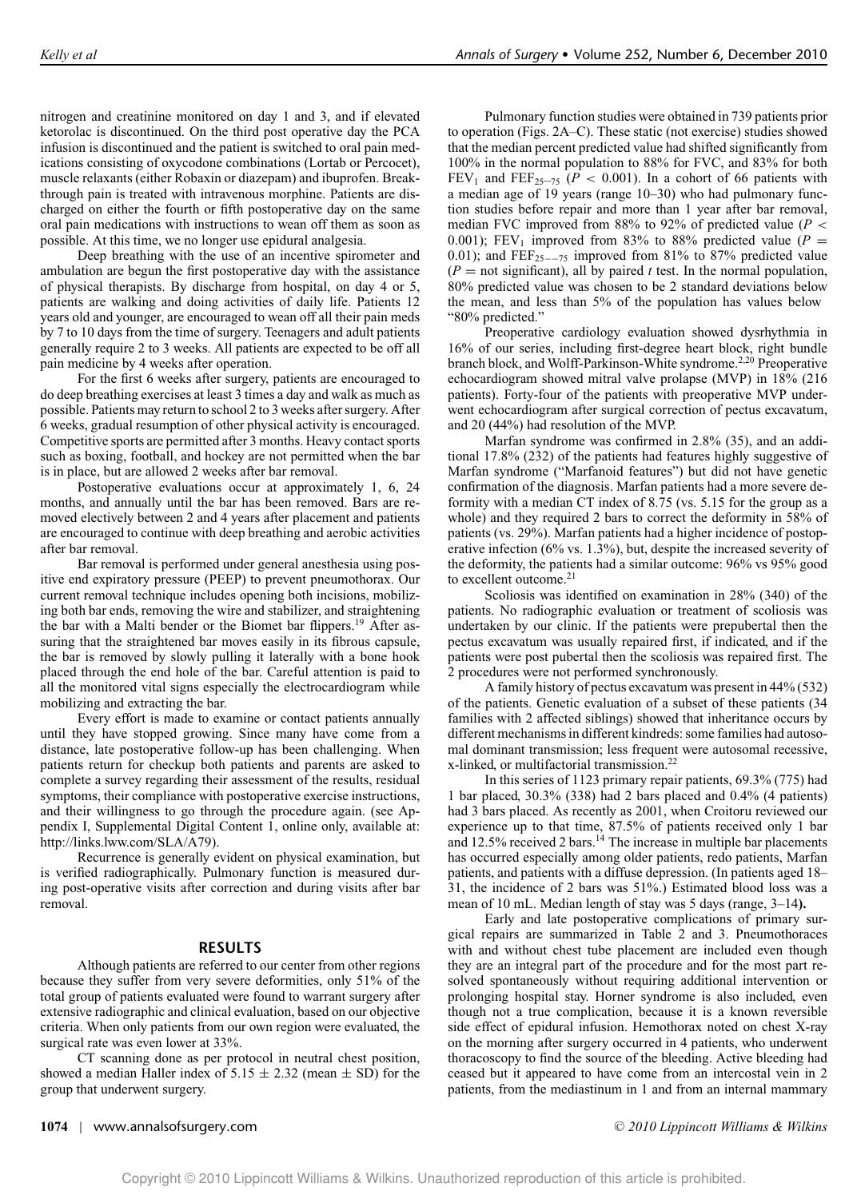nitrogen and creatinine monitored on day 1 and 3, and if elevated ketorolac is discontinued. On the third post operative day the PCA infusion is discontinued and the patient is switched to oral pain medications consisting of oxycodone combinations (Lortab or Percocet), muscle relaxants (either Robaxin or diazepam) and ibuprofen. Breakthrough pain is treated with intravenous morphine. Patients are discharged on either the fourth or fifth postoperative day on the same oral pain medications with instructions to wean off them as soon as possible. At this time, we no longer use epidural analgesia.

Deep breathing with the use of an incentive spirometer and ambulation are begun the first postoperative day with the assistance of physical therapists. By discharge from hospital, on day 4 or 5, patients are walking and doing activities of daily life. Patients 12 years old and younger, are encouraged to wean off all their pain meds by 7 to 10 days from the time of surgery. Teenagers and adult patients generally require 2 to 3 weeks. All patients are expected to be off all pain medicine by 4 weeks after operation.

For the first 6 weeks after surgery, patients are encouraged to do deep breathing exercises at least 3 times a day and walk as much as possible. Patients may return to school 2 to 3 weeks after surgery. After 6 weeks, gradual resumption of other physical activity is encouraged. Competitive sports are permitted after 3 months. Heavy contact sports such as boxing, football, and hockey are not permitted when the bar is in place, but are allowed 2 weeks after bar removal.

Postoperative evaluations occur at approximately 1, 6, 24 months, and annually until the bar has been removed. Bars are removed electively between 2 and 4 years after placement and patients are encouraged to continue with deep breathing and aerobic activities after bar removal.

Bar removal is performed under general anesthesia using positive end expiratory pressure (PEEP) to prevent pneumothorax. Our current removal technique includes opening both incisions, mobilizing both bar ends, removing the wire and stabilizer, and straightening the bar with a Malti bender or the Biomet bar flippers.[19] After assuring that the straightened bar moves easily in its fibrous capsule, the bar is removed by slowly pulling it laterally with a bone hook placed through the end hole of the bar. Careful attention is paid to all the monitored vital signs especially the electrocardiogram while mobilizing and extracting the bar.

Every effort is made to examine or contact patients annually until they have stopped growing. Since many have come from a distance, late postoperative follow-up has been challenging. When patients return for checkup both patients and parents are asked to complete a survey regarding their assessment of the results, residual symptoms, their compliance with postoperative exercise instructions, and their willingness to go through the procedure again. (see Appendix I, Supplemental Digital Content 1, online only, available at: http://links.lww.com/SLA/A79).

Recurrence is generally evident on physical examination, but is verified radiographically. Pulmonary function is measured during post-operative visits after correction and during visits after bar removal.

## RESULTS

Although patients are referred to our center from other regions because they suffer from very severe deformities, only 51% of the total group of patients evaluated were found to warrant surgery after extensive radiographic and clinical evaluation, based on our objective criteria. When only patients from our own region were evaluated, the surgical rate was even lower at 33%.

CT scanning done as per protocol in neutral chest position, showed a median Haller index of $5.15 \pm 2.32$ (mean $\pm$ SD) for the group that underwent surgery.

Pulmonary function studies were obtained in 739 patients prior to operation (Figs. 2A–C). These static (not exercise) studies showed that the median percent predicted value had shifted significantly from 100% in the normal population to 88% for FVC, and 83% for both $FEV_1$ and $FEF_{25-75}$ ($P < 0.001$). In a cohort of 66 patients with a median age of 19 years (range 10–30) who had pulmonary function studies before repair and more than 1 year after bar removal, median FVC improved from 88% to 92% of predicted value ($P < 0.001$); $FEV_1$ improved from 83% to 88% predicted value ($P = 0.01$); and $FEF_{25--75}$ improved from 81% to 87% predicted value ($P =$ not significant), all by paired $t$ test. In the normal population, 80% predicted value was chosen to be 2 standard deviations below the mean, and less than 5% of the population has values below "80% predicted."

Preoperative cardiology evaluation showed dysrhythmia in 16% of our series, including first-degree heart block, right bundle branch block, and Wolff-Parkinson-White syndrome.[2,20] Preoperative echocardiogram showed mitral valve prolapse (MVP) in 18% (216 patients). Forty-four of the patients with preoperative MVP underwent echocardiogram after surgical correction of pectus excavatum, and 20 (44%) had resolution of the MVP.

Marfan syndrome was confirmed in 2.8% (35), and an additional 17.8% (232) of the patients had features highly suggestive of Marfan syndrome ("Marfanoid features") but did not have genetic confirmation of the diagnosis. Marfan patients had a more severe deformity with a median CT index of 8.75 (vs. 5.15 for the group as a whole) and they required 2 bars to correct the deformity in 58% of patients (vs. 29%). Marfan patients had a higher incidence of postoperative infection (6% vs. 1.3%), but, despite the increased severity of the deformity, the patients had a similar outcome: 96% vs 95% good to excellent outcome.[21]

Scoliosis was identified on examination in 28% (340) of the patients. No radiographic evaluation or treatment of scoliosis was undertaken by our clinic. If the patients were prepubertal then the pectus excavatum was usually repaired first, if indicated, and if the patients were post pubertal then the scoliosis was repaired first. The 2 procedures were not performed synchronously.

A family history of pectus excavatum was present in 44% (532) of the patients. Genetic evaluation of a subset of these patients (34 families with 2 affected siblings) showed that inheritance occurs by different mechanisms in different kindreds: some families had autosomal dominant transmission; less frequent were autosomal recessive, x-linked, or multifactorial transmission.[22]

In this series of 1123 primary repair patients, 69.3% (775) had 1 bar placed, 30.3% (338) had 2 bars placed and 0.4% (4 patients) had 3 bars placed. As recently as 2001, when Croitoru reviewed our experience up to that time, 87.5% of patients received only 1 bar and 12.5% received 2 bars.[14] The increase in multiple bar placements has occurred especially among older patients, redo patients, Marfan patients, and patients with a diffuse depression. (In patients aged 18–31, the incidence of 2 bars was 51%.) Estimated blood loss was a mean of 10 mL. Median length of stay was 5 days (range, 3–14**).**

Early and late postoperative complications of primary surgical repairs are summarized in Table 2 and 3. Pneumothoraces with and without chest tube placement are included even though they are an integral part of the procedure and for the most part resolved spontaneously without requiring additional intervention or prolonging hospital stay. Horner syndrome is also included, even though not a true complication, because it is a known reversible side effect of epidural infusion. Hemothorax noted on chest X-ray on the morning after surgery occurred in 4 patients, who underwent thoracoscopy to find the source of the bleeding. Active bleeding had ceased but it appeared to have come from an intercostal vein in 2 patients, from the mediastinum in 1 and from an internal mammary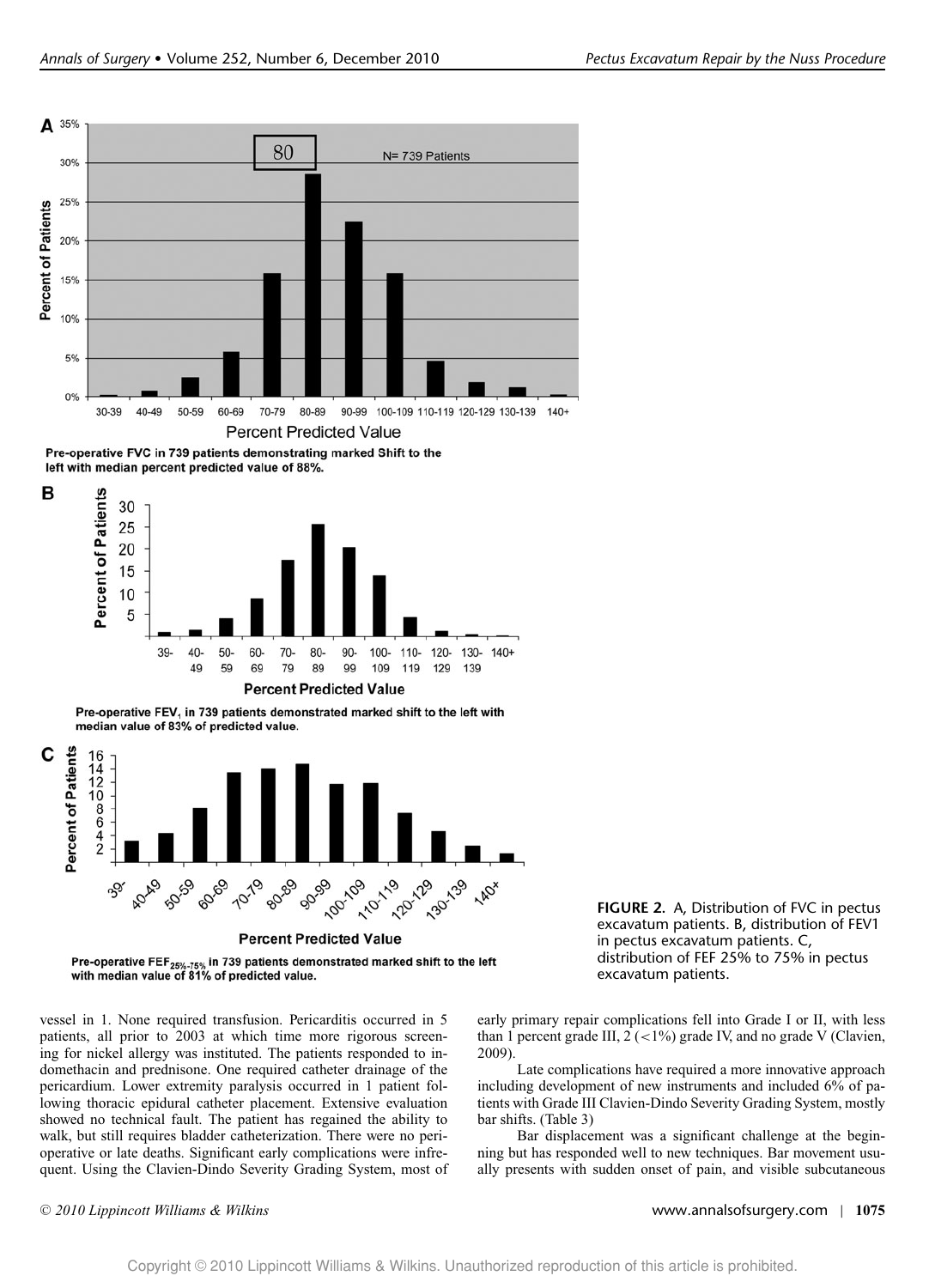Pre-operative FVC in 739 patients demonstrating marked Shift to the left with median percent predicted value of 88%.

Pre-operative FEV, in 739 patients demonstrated marked shift to the left with median value of 83% of predicted value.

Pre-operative $FEF_{25\%-75\%}$ in 739 patients demonstrated marked shift to the left with median value of 81% of predicted value.

**FIGURE 2.** A, Distribution of FVC in pectus excavatum patients. B, distribution of FEV1 in pectus excavatum patients. C, distribution of FEF 25% to 75% in pectus excavatum patients.

vessel in 1. None required transfusion. Pericarditis occurred in 5 patients, all prior to 2003 at which time more rigorous screening for nickel allergy was instituted. The patients responded to indomethacin and prednisone. One required catheter drainage of the pericardium. Lower extremity paralysis occurred in 1 patient following thoracic epidural catheter placement. Extensive evaluation showed no technical fault. The patient has regained the ability to walk, but still requires bladder catheterization. There were no perioperative or late deaths. Significant early complications were infrequent. Using the Clavien-Dindo Severity Grading System, most of early primary repair complications fell into Grade I or II, with less than 1 percent grade III, 2 (<1%) grade IV, and no grade V (Clavien, 2009).

Late complications have required a more innovative approach including development of new instruments and included 6% of patients with Grade III Clavien-Dindo Severity Grading System, mostly bar shifts. (Table 3)

Bar displacement was a significant challenge at the beginning but has responded well to new techniques. Bar movement usually presents with sudden onset of pain, and visible subcutaneous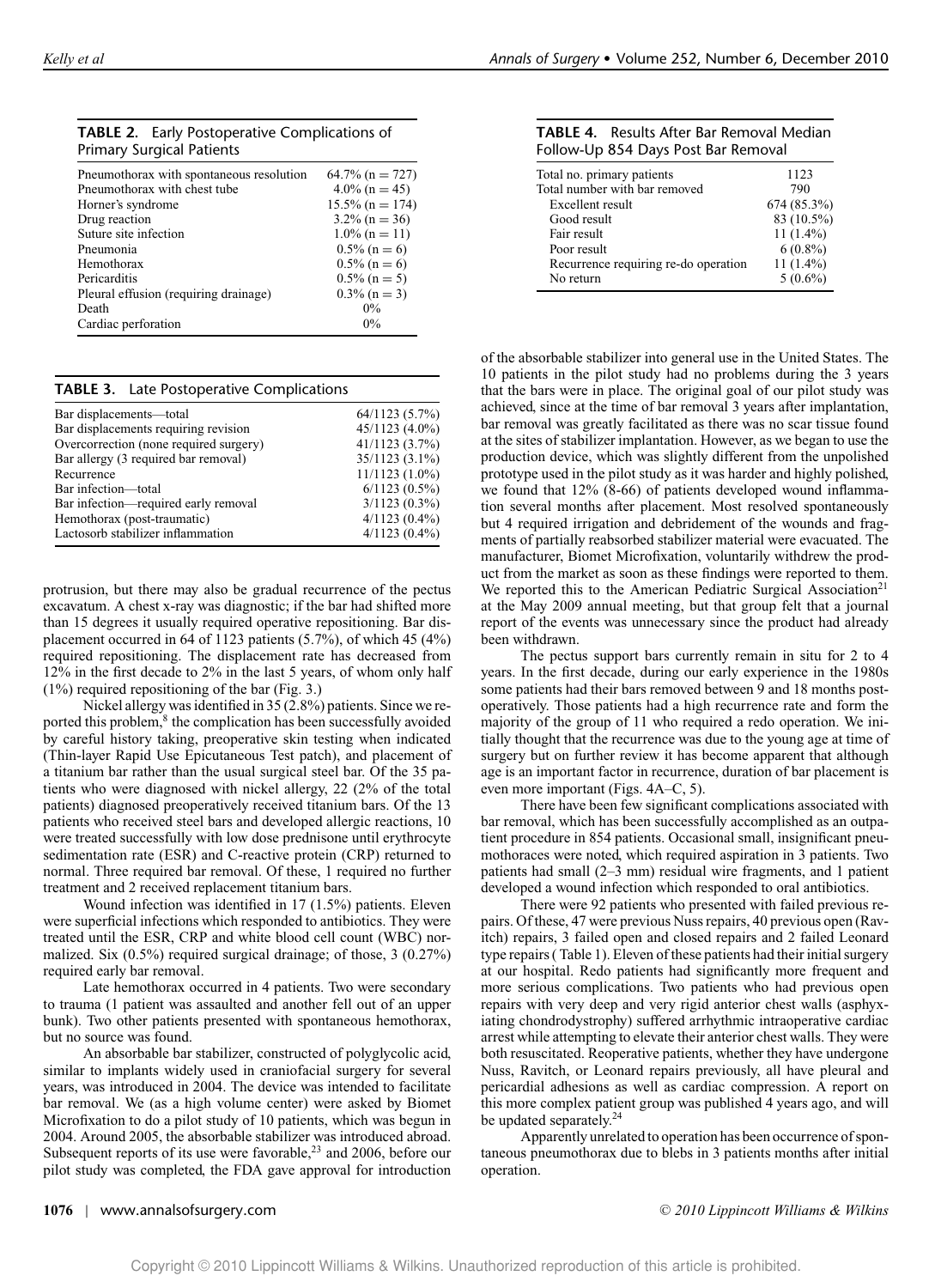**TABLE 2.** Early Postoperative Complications of Primary Surgical Patients

| | |
|---|---|
| Pneumothorax with spontaneous resolution | 64.7% (n = 727) |
| Pneumothorax with chest tube | 4.0% (n = 45) |
| Horner's syndrome | 15.5% (n = 174) |
| Drug reaction | 3.2% (n = 36) |
| Suture site infection | 1.0% (n = 11) |
| Pneumonia | 0.5% (n = 6) |
| Hemothorax | 0.5% (n = 6) |
| Pericarditis | 0.5% (n = 5) |
| Pleural effusion (requiring drainage) | 0.3% (n = 3) |
| Death | 0% |
| Cardiac perforation | 0% |

**TABLE 3.** Late Postoperative Complications

| | |
|---|---|
| Bar displacements—total | 64/1123 (5.7%) |
| Bar displacements requiring revision | 45/1123 (4.0%) |
| Overcorrection (none required surgery) | 41/1123 (3.7%) |
| Bar allergy (3 required bar removal) | 35/1123 (3.1%) |
| Recurrence | 11/1123 (1.0%) |
| Bar infection—total | 6/1123 (0.5%) |
| Bar infection—required early removal | 3/1123 (0.3%) |
| Hemothorax (post-traumatic) | 4/1123 (0.4%) |
| Lactosorb stabilizer inflammation | 4/1123 (0.4%) |

protrusion, but there may also be gradual recurrence of the pectus excavatum. A chest x-ray was diagnostic; if the bar had shifted more than 15 degrees it usually required operative repositioning. Bar displacement occurred in 64 of 1123 patients (5.7%), of which 45 (4%) required repositioning. The displacement rate has decreased from 12% in the first decade to 2% in the last 5 years, of whom only half (1%) required repositioning of the bar (Fig. 3.)

Nickel allergy was identified in 35 (2.8%) patients. Since we reported this problem,[8] the complication has been successfully avoided by careful history taking, preoperative skin testing when indicated (Thin-layer Rapid Use Epicutaneous Test patch), and placement of a titanium bar rather than the usual surgical steel bar. Of the 35 patients who were diagnosed with nickel allergy, 22 (2% of the total patients) diagnosed preoperatively received titanium bars. Of the 13 patients who received steel bars and developed allergic reactions, 10 were treated successfully with low dose prednisone until erythrocyte sedimentation rate (ESR) and C-reactive protein (CRP) returned to normal. Three required bar removal. Of these, 1 required no further treatment and 2 received replacement titanium bars.

Wound infection was identified in 17 (1.5%) patients. Eleven were superficial infections which responded to antibiotics. They were treated until the ESR, CRP and white blood cell count (WBC) normalized. Six (0.5%) required surgical drainage; of those, 3 (0.27%) required early bar removal.

Late hemothorax occurred in 4 patients. Two were secondary to trauma (1 patient was assaulted and another fell out of an upper bunk). Two other patients presented with spontaneous hemothorax, but no source was found.

An absorbable bar stabilizer, constructed of polyglycolic acid, similar to implants widely used in craniofacial surgery for several years, was introduced in 2004. The device was intended to facilitate bar removal. We (as a high volume center) were asked by Biomet Microfixation to do a pilot study of 10 patients, which was begun in 2004. Around 2005, the absorbable stabilizer was introduced abroad. Subsequent reports of its use were favorable,[23] and 2006, before our pilot study was completed, the FDA gave approval for introduction of the absorbable stabilizer into general use in the United States. The 10 patients in the pilot study had no problems during the 3 years that the bars were in place. The original goal of our pilot study was achieved, since at the time of bar removal 3 years after implantation, bar removal was greatly facilitated as there was no scar tissue found at the sites of stabilizer implantation. However, as we began to use the production device, which was slightly different from the unpolished prototype used in the pilot study as it was harder and highly polished, we found that 12% (8-66) of patients developed wound inflammation several months after placement. Most resolved spontaneously but 4 required irrigation and debridement of the wounds and fragments of partially reabsorbed stabilizer material were evacuated. The manufacturer, Biomet Microfixation, voluntarily withdrew the product from the market as soon as these findings were reported to them. We reported this to the American Pediatric Surgical Association[21] at the May 2009 annual meeting, but that group felt that a journal report of the events was unnecessary since the product had already been withdrawn.

**TABLE 4.** Results After Bar Removal Median Follow-Up 854 Days Post Bar Removal

| | |
|---|---|
| Total no. primary patients | 1123 |
| Total number with bar removed | 790 |
| Excellent result | 674 (85.3%) |
| Good result | 83 (10.5%) |
| Fair result | 11 (1.4%) |
| Poor result | 6 (0.8%) |
| Recurrence requiring re-do operation | 11 (1.4%) |
| No return | 5 (0.6%) |

The pectus support bars currently remain in situ for 2 to 4 years. In the first decade, during our early experience in the 1980s some patients had their bars removed between 9 and 18 months postoperatively. Those patients had a high recurrence rate and form the majority of the group of 11 who required a redo operation. We initially thought that the recurrence was due to the young age at time of surgery but on further review it has become apparent that although age is an important factor in recurrence, duration of bar placement is even more important (Figs. 4A–C, 5).

There have been few significant complications associated with bar removal, which has been successfully accomplished as an outpatient procedure in 854 patients. Occasional small, insignificant pneumothoraces were noted, which required aspiration in 3 patients. Two patients had small (2–3 mm) residual wire fragments, and 1 patient developed a wound infection which responded to oral antibiotics.

There were 92 patients who presented with failed previous repairs. Of these, 47 were previous Nuss repairs, 40 previous open (Ravitch) repairs, 3 failed open and closed repairs and 2 failed Leonard type repairs (Table 1). Eleven of these patients had their initial surgery at our hospital. Redo patients had significantly more frequent and more serious complications. Two patients who had previous open repairs with very deep and very rigid anterior chest walls (asphyxiating chondrodystrophy) suffered arrhythmic intraoperative cardiac arrest while attempting to elevate their anterior chest walls. They were both resuscitated. Reoperative patients, whether they have undergone Nuss, Ravitch, or Leonard repairs previously, all have pleural and pericardial adhesions as well as cardiac compression. A report on this more complex patient group was published 4 years ago, and will be updated separately.[24]

Apparently unrelated to operation has been occurrence of spontaneous pneumothorax due to blebs in 3 patients months after initial operation.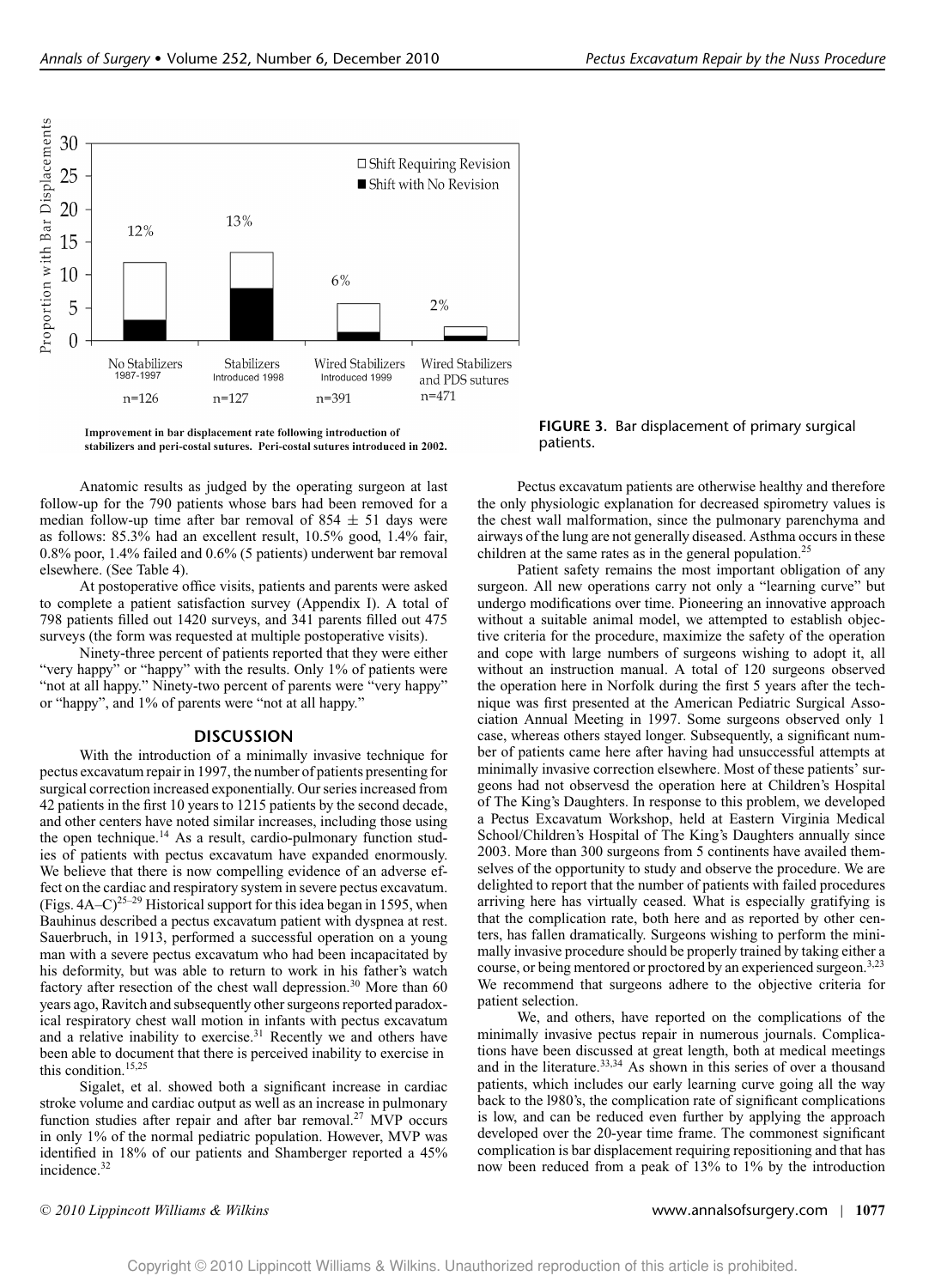**FIGURE 3.** Bar displacement of primary surgical patients.

Improvement in bar displacement rate following introduction of stabilizers and peri-costal sutures. Peri-costal sutures introduced in 2002.

Anatomic results as judged by the operating surgeon at last follow-up for the 790 patients whose bars had been removed for a median follow-up time after bar removal of $854 \pm 51$ days were as follows: 85.3% had an excellent result, 10.5% good, 1.4% fair, 0.8% poor, 1.4% failed and 0.6% (5 patients) underwent bar removal elsewhere. (See Table 4).

At postoperative office visits, patients and parents were asked to complete a patient satisfaction survey (Appendix I). A total of 798 patients filled out 1420 surveys, and 341 parents filled out 475 surveys (the form was requested at multiple postoperative visits).

Ninety-three percent of patients reported that they were either "very happy" or "happy" with the results. Only 1% of patients were "not at all happy." Ninety-two percent of parents were "very happy" or "happy", and 1% of parents were "not at all happy."

## DISCUSSION

With the introduction of a minimally invasive technique for pectus excavatum repair in 1997, the number of patients presenting for surgical correction increased exponentially. Our series increased from 42 patients in the first 10 years to 1215 patients by the second decade, and other centers have noted similar increases, including those using the open technique.[14] As a result, cardio-pulmonary function studies of patients with pectus excavatum have expanded enormously. We believe that there is now compelling evidence of an adverse effect on the cardiac and respiratory system in severe pectus excavatum. (Figs. 4A–C)[25–29] Historical support for this idea began in 1595, when Bauhinus described a pectus excavatum patient with dyspnea at rest. Sauerbruch, in 1913, performed a successful operation on a young man with a severe pectus excavatum who had been incapacitated by his deformity, but was able to return to work in his father's watch factory after resection of the chest wall depression.[30] More than 60 years ago, Ravitch and subsequently other surgeons reported paradoxical respiratory chest wall motion in infants with pectus excavatum and a relative inability to exercise.[31] Recently we and others have been able to document that there is perceived inability to exercise in this condition.[15,25]

Sigalet, et al. showed both a significant increase in cardiac stroke volume and cardiac output as well as an increase in pulmonary function studies after repair and after bar removal.[27] MVP occurs in only 1% of the normal pediatric population. However, MVP was identified in 18% of our patients and Shamberger reported a 45% incidence.[32]

Pectus excavatum patients are otherwise healthy and therefore the only physiologic explanation for decreased spirometry values is the chest wall malformation, since the pulmonary parenchyma and airways of the lung are not generally diseased. Asthma occurs in these children at the same rates as in the general population.[25]

Patient safety remains the most important obligation of any surgeon. All new operations carry not only a "learning curve" but undergo modifications over time. Pioneering an innovative approach without a suitable animal model, we attempted to establish objective criteria for the procedure, maximize the safety of the operation and cope with large numbers of surgeons wishing to adopt it, all without an instruction manual. A total of 120 surgeons observed the operation here in Norfolk during the first 5 years after the technique was first presented at the American Pediatric Surgical Association Annual Meeting in 1997. Some surgeons observed only 1 case, whereas others stayed longer. Subsequently, a significant number of patients came here after having had unsuccessful attempts at minimally invasive correction elsewhere. Most of these patients' surgeons had not observesd the operation here at Children's Hospital of The King's Daughters. In response to this problem, we developed a Pectus Excavatum Workshop, held at Eastern Virginia Medical School/Children's Hospital of The King's Daughters annually since 2003. More than 300 surgeons from 5 continents have availed themselves of the opportunity to study and observe the procedure. We are delighted to report that the number of patients with failed procedures arriving here has virtually ceased. What is especially gratifying is that the complication rate, both here and as reported by other centers, has fallen dramatically. Surgeons wishing to perform the minimally invasive procedure should be properly trained by taking either a course, or being mentored or proctored by an experienced surgeon.[3,23] We recommend that surgeons adhere to the objective criteria for patient selection.

We, and others, have reported on the complications of the minimally invasive pectus repair in numerous journals. Complications have been discussed at great length, both at medical meetings and in the literature.[33,34] As shown in this series of over a thousand patients, which includes our early learning curve going all the way back to the l980's, the complication rate of significant complications is low, and can be reduced even further by applying the approach developed over the 20-year time frame. The commonest significant complication is bar displacement requiring repositioning and that has now been reduced from a peak of 13% to 1% by the introduction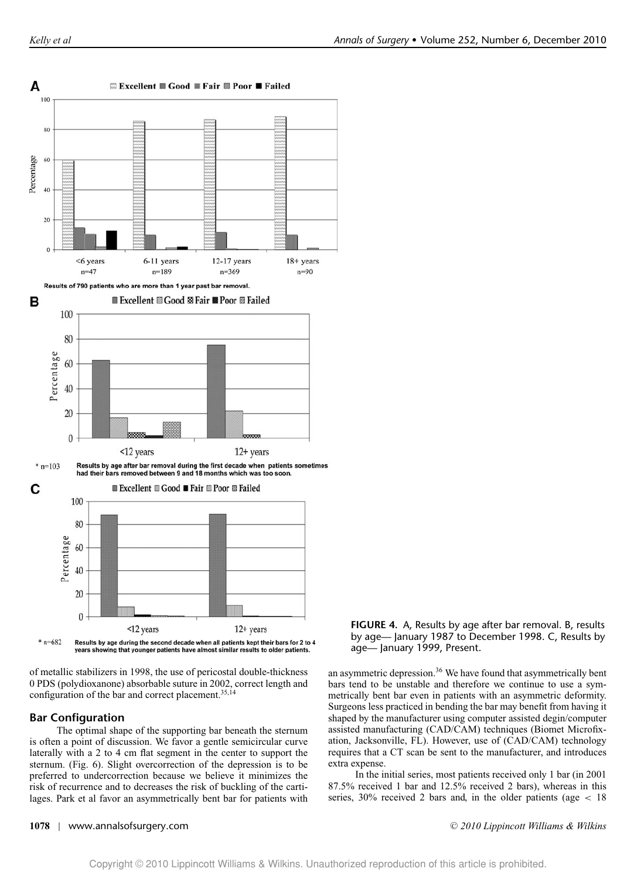A

Excellent Good Fair Poor Failed

Results of 790 patients who are more than 1 year past bar removal.

B

Excellent Good Fair Poor Failed

* n=103 Results by age after bar removal during the first decade when patients sometimes had their bars removed between 9 and 18 months which was too soon.

C

Excellent Good Fair Poor Failed

* n=682 Results by age during the second decade when all patients kept their bars for 2 to 4 years showing that younger patients have almost similar results to older patients.

**FIGURE 4.** A, Results by age after bar removal. B, results by age— January 1987 to December 1998. C, Results by age— January 1999, Present.

of metallic stabilizers in 1998, the use of pericostal double-thickness 0 PDS (polydioxanone) absorbable suture in 2002, correct length and configuration of the bar and correct placement.[35,14]

## Bar Configuration

The optimal shape of the supporting bar beneath the sternum is often a point of discussion. We favor a gentle semicircular curve laterally with a 2 to 4 cm flat segment in the center to support the sternum. (Fig. 6). Slight overcorrection of the depression is to be preferred to undercorrection because we believe it minimizes the risk of recurrence and to decreases the risk of buckling of the cartilages. Park et al favor an asymmetrically bent bar for patients with an asymmetric depression.[36] We have found that asymmetrically bent bars tend to be unstable and therefore we continue to use a symmetrically bent bar even in patients with an asymmetric deformity. Surgeons less practiced in bending the bar may benefit from having it shaped by the manufacturer using computer assisted degin/computer assisted manufacturing (CAD/CAM) techniques (Biomet Microfixation, Jacksonville, FL). However, use of (CAD/CAM) technology requires that a CT scan be sent to the manufacturer, and introduces extra expense.

In the initial series, most patients received only 1 bar (in 2001 87.5% received 1 bar and 12.5% received 2 bars), whereas in this series, 30% received 2 bars and, in the older patients (age < 18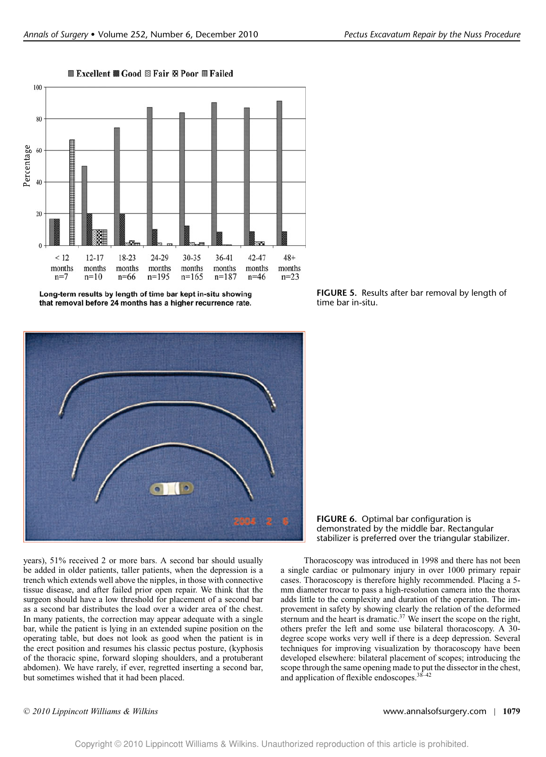Long-term results by length of time bar kept in-situ showing that removal before 24 months has a higher recurrence rate.

**FIGURE 5.** Results after bar removal by length of time bar in-situ.

**FIGURE 6.** Optimal bar configuration is demonstrated by the middle bar. Rectangular stabilizer is preferred over the triangular stabilizer.

years), 51% received 2 or more bars. A second bar should usually be added in older patients, taller patients, when the depression is a trench which extends well above the nipples, in those with connective tissue disease, and after failed prior open repair. We think that the surgeon should have a low threshold for placement of a second bar as a second bar distributes the load over a wider area of the chest. In many patients, the correction may appear adequate with a single bar, while the patient is lying in an extended supine position on the operating table, but does not look as good when the patient is in the erect position and resumes his classic pectus posture, (kyphosis of the thoracic spine, forward sloping shoulders, and a protuberant abdomen). We have rarely, if ever, regretted inserting a second bar, but sometimes wished that it had been placed.

Thoracoscopy was introduced in 1998 and there has not been a single cardiac or pulmonary injury in over 1000 primary repair cases. Thoracoscopy is therefore highly recommended. Placing a 5-mm diameter trocar to pass a high-resolution camera into the thorax adds little to the complexity and duration of the operation. The improvement in safety by showing clearly the relation of the deformed sternum and the heart is dramatic.[37] We insert the scope on the right, others prefer the left and some use bilateral thoracoscopy. A 30-degree scope works very well if there is a deep depression. Several techniques for improving visualization by thoracoscopy have been developed elsewhere: bilateral placement of scopes; introducing the scope through the same opening made to put the dissector in the chest, and application of flexible endoscopes.[38–42]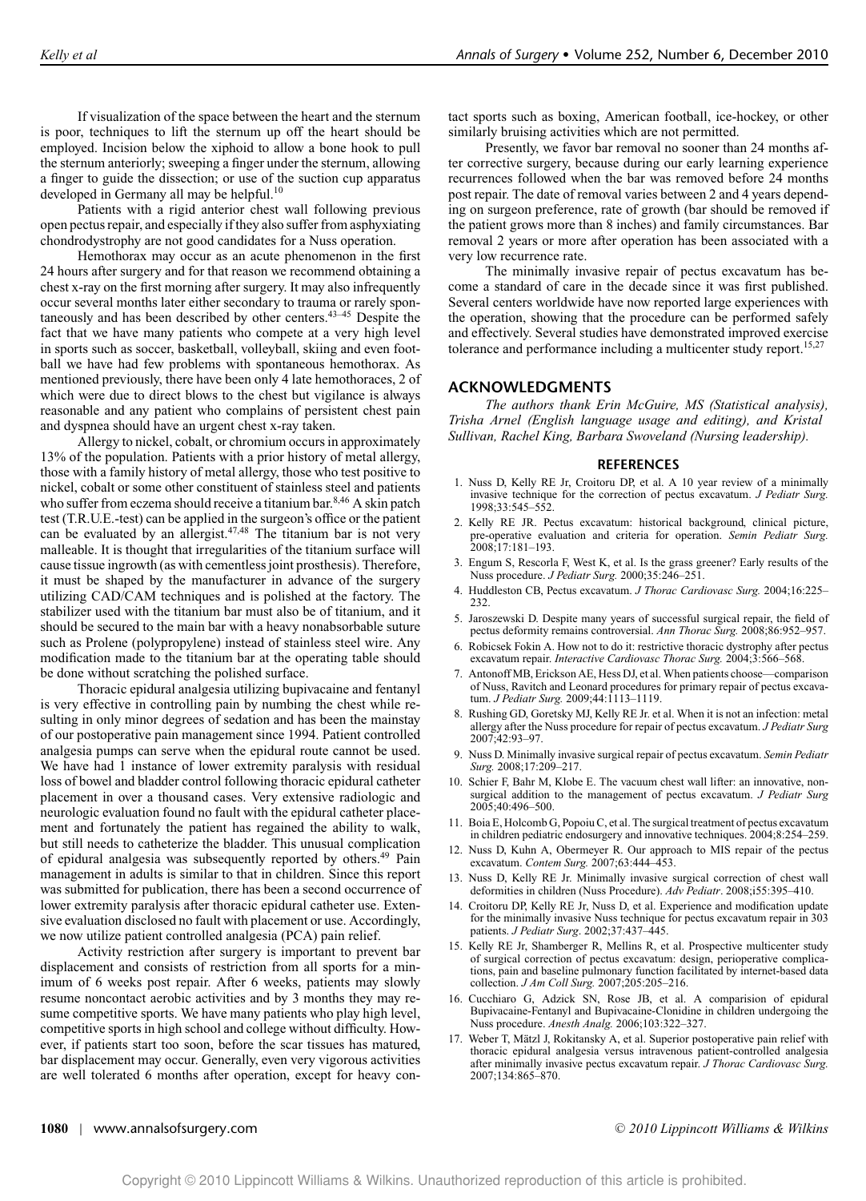If visualization of the space between the heart and the sternum is poor, techniques to lift the sternum up off the heart should be employed. Incision below the xiphoid to allow a bone hook to pull the sternum anteriorly; sweeping a finger under the sternum, allowing a finger to guide the dissection; or use of the suction cup apparatus developed in Germany all may be helpful.[10]

Patients with a rigid anterior chest wall following previous open pectus repair, and especially if they also suffer from asphyxiating chondrodystrophy are not good candidates for a Nuss operation.

Hemothorax may occur as an acute phenomenon in the first 24 hours after surgery and for that reason we recommend obtaining a chest x-ray on the first morning after surgery. It may also infrequently occur several months later either secondary to trauma or rarely spontaneously and has been described by other centers.[43–45] Despite the fact that we have many patients who compete at a very high level in sports such as soccer, basketball, volleyball, skiing and even football we have had few problems with spontaneous hemothorax. As mentioned previously, there have been only 4 late hemothoraces, 2 of which were due to direct blows to the chest but vigilance is always reasonable and any patient who complains of persistent chest pain and dyspnea should have an urgent chest x-ray taken.

Allergy to nickel, cobalt, or chromium occurs in approximately 13% of the population. Patients with a prior history of metal allergy, those with a family history of metal allergy, those who test positive to nickel, cobalt or some other constituent of stainless steel and patients who suffer from eczema should receive a titanium bar.[8,46] A skin patch test (T.R.U.E.-test) can be applied in the surgeon's office or the patient can be evaluated by an allergist.[47,48] The titanium bar is not very malleable. It is thought that irregularities of the titanium surface will cause tissue ingrowth (as with cementless joint prosthesis). Therefore, it must be shaped by the manufacturer in advance of the surgery utilizing CAD/CAM techniques and is polished at the factory. The stabilizer used with the titanium bar must also be of titanium, and it should be secured to the main bar with a heavy nonabsorbable suture such as Prolene (polypropylene) instead of stainless steel wire. Any modification made to the titanium bar at the operating table should be done without scratching the polished surface.

Thoracic epidural analgesia utilizing bupivacaine and fentanyl is very effective in controlling pain by numbing the chest while resulting in only minor degrees of sedation and has been the mainstay of our postoperative pain management since 1994. Patient controlled analgesia pumps can serve when the epidural route cannot be used. We have had 1 instance of lower extremity paralysis with residual loss of bowel and bladder control following thoracic epidural catheter placement in over a thousand cases. Very extensive radiologic and neurologic evaluation found no fault with the epidural catheter placement and fortunately the patient has regained the ability to walk, but still needs to catheterize the bladder. This unusual complication of epidural analgesia was subsequently reported by others.[49] Pain management in adults is similar to that in children. Since this report was submitted for publication, there has been a second occurrence of lower extremity paralysis after thoracic epidural catheter use. Extensive evaluation disclosed no fault with placement or use. Accordingly, we now utilize patient controlled analgesia (PCA) pain relief.

Activity restriction after surgery is important to prevent bar displacement and consists of restriction from all sports for a minimum of 6 weeks post repair. After 6 weeks, patients may slowly resume noncontact aerobic activities and by 3 months they may resume competitive sports. We have many patients who play high level, competitive sports in high school and college without difficulty. However, if patients start too soon, before the scar tissues has matured, bar displacement may occur. Generally, even very vigorous activities are well tolerated 6 months after operation, except for heavy contact sports such as boxing, American football, ice-hockey, or other similarly bruising activities which are not permitted.

Presently, we favor bar removal no sooner than 24 months after corrective surgery, because during our early learning experience recurrences followed when the bar was removed before 24 months post repair. The date of removal varies between 2 and 4 years depending on surgeon preference, rate of growth (bar should be removed if the patient grows more than 8 inches) and family circumstances. Bar removal 2 years or more after operation has been associated with a very low recurrence rate.

The minimally invasive repair of pectus excavatum has become a standard of care in the decade since it was first published. Several centers worldwide have now reported large experiences with the operation, showing that the procedure can be performed safely and effectively. Several studies have demonstrated improved exercise tolerance and performance including a multicenter study report.[15,27]

## ACKNOWLEDGMENTS

*The authors thank Erin McGuire, MS (Statistical analysis), Trisha Arnel (English language usage and editing), and Kristal Sullivan, Rachel King, Barbara Swoveland (Nursing leadership).*

## REFERENCES

1. Nuss D, Kelly RE Jr, Croitoru DP, et al. A 10 year review of a minimally invasive technique for the correction of pectus excavatum. *J Pediatr Surg.* 1998;33:545–552.
2. Kelly RE JR. Pectus excavatum: historical background, clinical picture, pre-operative evaluation and criteria for operation. *Semin Pediatr Surg.* 2008;17:181–193.
3. Engum S, Rescorla F, West K, et al. Is the grass greener? Early results of the Nuss procedure. *J Pediatr Surg.* 2000;35:246–251.
4. Huddleston CB, Pectus excavatum. *J Thorac Cardiovasc Surg.* 2004;16:225–232.
5. Jaroszewski D. Despite many years of successful surgical repair, the field of pectus deformity remains controversial. *Ann Thorac Surg.* 2008;86:952–957.
6. Robicsek Fokin A. How not to do it: restrictive thoracic dystrophy after pectus excavatum repair. *Interactive Cardiovasc Thorac Surg.* 2004;3:566–568.
7. Antonoff MB, Erickson AE, Hess DJ, et al. When patients choose—comparison of Nuss, Ravitch and Leonard procedures for primary repair of pectus excavatum. *J Pediatr Surg.* 2009;44:1113–1119.
8. Rushing GD, Goretsky MJ, Kelly RE Jr. et al. When it is not an infection: metal allergy after the Nuss procedure for repair of pectus excavatum. *J Pediatr Surg* 2007;42:93–97.
9. Nuss D. Minimally invasive surgical repair of pectus excavatum. *Semin Pediatr Surg.* 2008;17:209–217.
10. Schier F, Bahr M, Klobe E. The vacuum chest wall lifter: an innovative, nonsurgical addition to the management of pectus excavatum. *J Pediatr Surg* 2005;40:496–500.
11. Boia E, Holcomb G, Popoiu C, et al. The surgical treatment of pectus excavatum in children pediatric endosurgery and innovative techniques. 2004;8:254–259.
12. Nuss D, Kuhn A, Obermeyer R. Our approach to MIS repair of the pectus excavatum. *Contem Surg.* 2007;63:444–453.
13. Nuss D, Kelly RE Jr. Minimally invasive surgical correction of chest wall deformities in children (Nuss Procedure). *Adv Pediatr*. 2008;i55:395–410.
14. Croitoru DP, Kelly RE Jr, Nuss D, et al. Experience and modification update for the minimally invasive Nuss technique for pectus excavatum repair in 303 patients. *J Pediatr Surg*. 2002;37:437–445.
15. Kelly RE Jr, Shamberger R, Mellins R, et al. Prospective multicenter study of surgical correction of pectus excavatum: design, perioperative complications, pain and baseline pulmonary function facilitated by internet-based data collection. *J Am Coll Surg.* 2007;205:205–216.
16. Cucchiaro G, Adzick SN, Rose JB, et al. A comparision of epidural Bupivacaine-Fentanyl and Bupivacaine-Clonidine in children undergoing the Nuss procedure. *Anesth Analg.* 2006;103:322–327.
17. Weber T, Mätzl J, Rokitansky A, et al. Superior postoperative pain relief with thoracic epidural analgesia versus intravenous patient-controlled analgesia after minimally invasive pectus excavatum repair. *J Thorac Cardiovasc Surg.* 2007;134:865–870.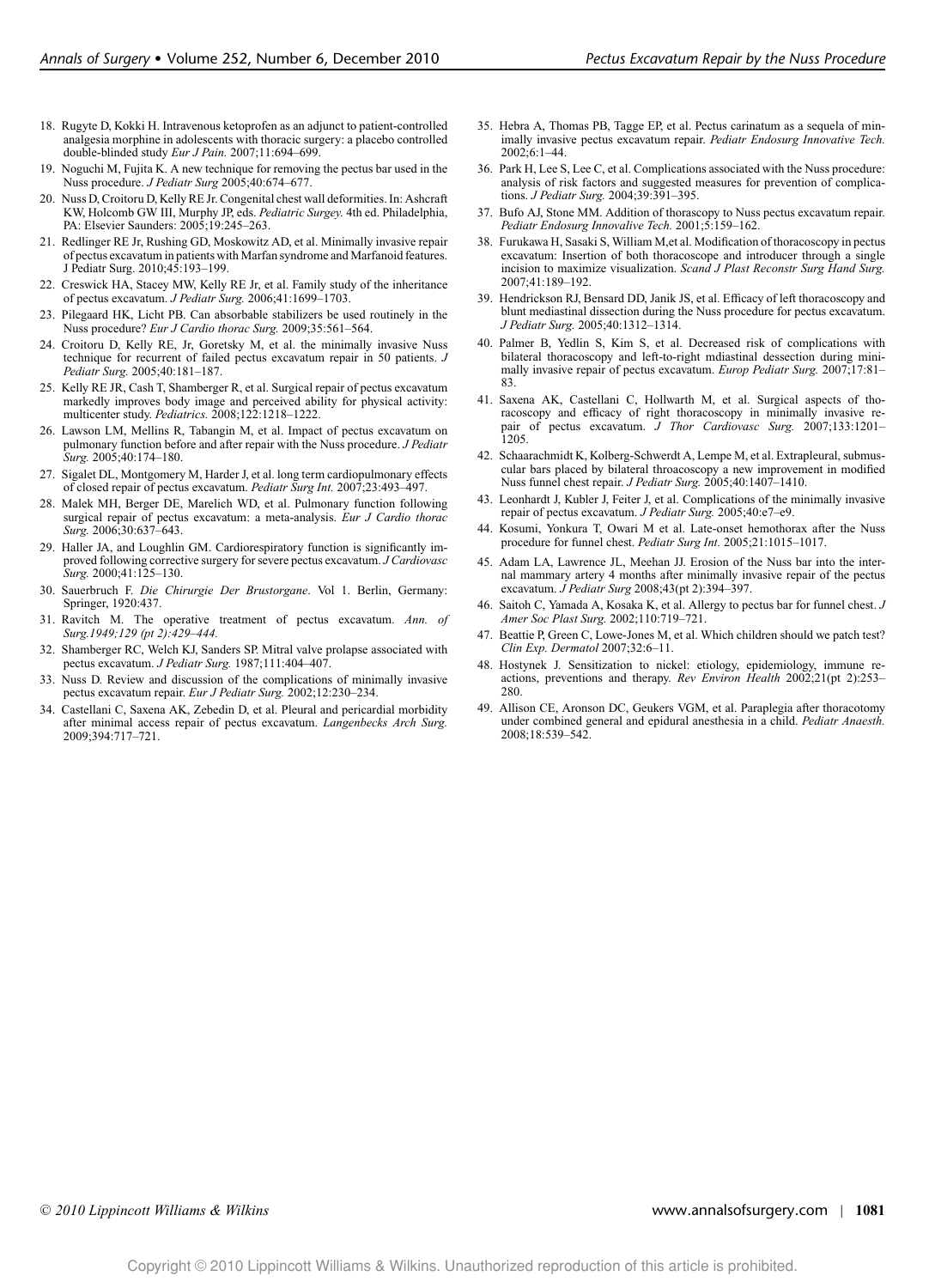18. Rugyte D, Kokki H. Intravenous ketoprofen as an adjunct to patient-controlled analgesia morphine in adolescents with thoracic surgery: a placebo controlled double-blinded study *Eur J Pain.* 2007;11:694–699.
19. Noguchi M, Fujita K. A new technique for removing the pectus bar used in the Nuss procedure. *J Pediatr Surg* 2005;40:674–677.
20. Nuss D, Croitoru D, Kelly RE Jr. Congenital chest wall deformities. In: Ashcraft KW, Holcomb GW III, Murphy JP, eds. *Pediatric Surgey.* 4th ed. Philadelphia, PA: Elsevier Saunders: 2005;19:245–263.
21. Redlinger RE Jr, Rushing GD, Moskowitz AD, et al. Minimally invasive repair of pectus excavatum in patients with Marfan syndrome and Marfanoid features. J Pediatr Surg. 2010;45:193–199.
22. Creswick HA, Stacey MW, Kelly RE Jr, et al. Family study of the inheritance of pectus excavatum. *J Pediatr Surg.* 2006;41:1699–1703.
23. Pilegaard HK, Licht PB. Can absorbable stabilizers be used routinely in the Nuss procedure? *Eur J Cardio thorac Surg.* 2009;35:561–564.
24. Croitoru D, Kelly RE, Jr, Goretsky M, et al. the minimally invasive Nuss technique for recurrent of failed pectus excavatum repair in 50 patients. *J Pediatr Surg.* 2005;40:181–187.
25. Kelly RE JR, Cash T, Shamberger R, et al. Surgical repair of pectus excavatum markedly improves body image and perceived ability for physical activity: multicenter study. *Pediatrics.* 2008;122:1218–1222.
26. Lawson LM, Mellins R, Tabangin M, et al. Impact of pectus excavatum on pulmonary function before and after repair with the Nuss procedure. *J Pediatr Surg.* 2005;40:174–180.
27. Sigalet DL, Montgomery M, Harder J, et al. long term cardiopulmonary effects of closed repair of pectus excavatum. *Pediatr Surg Int.* 2007;23:493–497.
28. Malek MH, Berger DE, Marelich WD, et al. Pulmonary function following surgical repair of pectus excavatum: a meta-analysis. *Eur J Cardio thorac Surg.* 2006;30:637–643.
29. Haller JA, and Loughlin GM. Cardiorespiratory function is significantly improved following corrective surgery for severe pectus excavatum. *J Cardiovasc Surg.* 2000;41:125–130.
30. Sauerbruch F. *Die Chirurgie Der Brustorgane*. Vol 1. Berlin, Germany: Springer, 1920:437.
31. Ravitch M. The operative treatment of pectus excavatum. *Ann. of Surg.1949;129 (pt 2):429–444.*
32. Shamberger RC, Welch KJ, Sanders SP. Mitral valve prolapse associated with pectus excavatum. *J Pediatr Surg.* 1987;111:404–407.
33. Nuss D. Review and discussion of the complications of minimally invasive pectus excavatum repair. *Eur J Pediatr Surg.* 2002;12:230–234.
34. Castellani C, Saxena AK, Zebedin D, et al. Pleural and pericardial morbidity after minimal access repair of pectus excavatum. *Langenbecks Arch Surg.* 2009;394:717–721.
35. Hebra A, Thomas PB, Tagge EP, et al. Pectus carinatum as a sequela of minimally invasive pectus excavatum repair. *Pediatr Endosurg Innovative Tech.* 2002;6:1–44.
36. Park H, Lee S, Lee C, et al. Complications associated with the Nuss procedure: analysis of risk factors and suggested measures for prevention of complications. *J Pediatr Surg.* 2004;39:391–395.
37. Bufo AJ, Stone MM. Addition of thorascopy to Nuss pectus excavatum repair. *Pediatr Endosurg Innovalive Tech.* 2001;5:159–162.
38. Furukawa H, Sasaki S, William M,et al. Modification of thoracoscopy in pectus excavatum: Insertion of both thoracoscope and introducer through a single incision to maximize visualization. *Scand J Plast Reconstr Surg Hand Surg.* 2007;41:189–192.
39. Hendrickson RJ, Bensard DD, Janik JS, et al. Efficacy of left thoracoscopy and blunt mediastinal dissection during the Nuss procedure for pectus excavatum. *J Pediatr Surg.* 2005;40:1312–1314.
40. Palmer B, Yedlin S, Kim S, et al. Decreased risk of complications with bilateral thoracoscopy and left-to-right mdiastinal dessection during minimally invasive repair of pectus excavatum. *Europ Pediatr Surg.* 2007;17:81–83.
41. Saxena AK, Castellani C, Hollwarth M, et al. Surgical aspects of thoracoscopy and efficacy of right thoracoscopy in minimally invasive repair of pectus excavatum. *J Thor Cardiovasc Surg.* 2007;133:1201–1205.
42. Schaarachmidt K, Kolberg-Schwerdt A, Lempe M, et al. Extrapleural, submuscular bars placed by bilateral throacoscopy a new improvement in modified Nuss funnel chest repair. *J Pediatr Surg.* 2005;40:1407–1410.
43. Leonhardt J, Kubler J, Feiter J, et al. Complications of the minimally invasive repair of pectus excavatum. *J Pediatr Surg.* 2005;40:e7–e9.
44. Kosumi, Yonkura T, Owari M et al. Late-onset hemothorax after the Nuss procedure for funnel chest. *Pediatr Surg Int.* 2005;21:1015–1017.
45. Adam LA, Lawrence JL, Meehan JJ. Erosion of the Nuss bar into the internal mammary artery 4 months after minimally invasive repair of the pectus excavatum. *J Pediatr Surg* 2008;43(pt 2):394–397.
46. Saitoh C, Yamada A, Kosaka K, et al. Allergy to pectus bar for funnel chest. *J Amer Soc Plast Surg.* 2002;110:719–721.
47. Beattie P, Green C, Lowe-Jones M, et al. Which children should we patch test? *Clin Exp. Dermatol* 2007;32:6–11.
48. Hostynek J. Sensitization to nickel: etiology, epidemiology, immune reactions, preventions and therapy. *Rev Environ Health* 2002;21(pt 2):253–280.
49. Allison CE, Aronson DC, Geukers VGM, et al. Paraplegia after thoracotomy under combined general and epidural anesthesia in a child. *Pediatr Anaesth.* 2008;18:539–542.